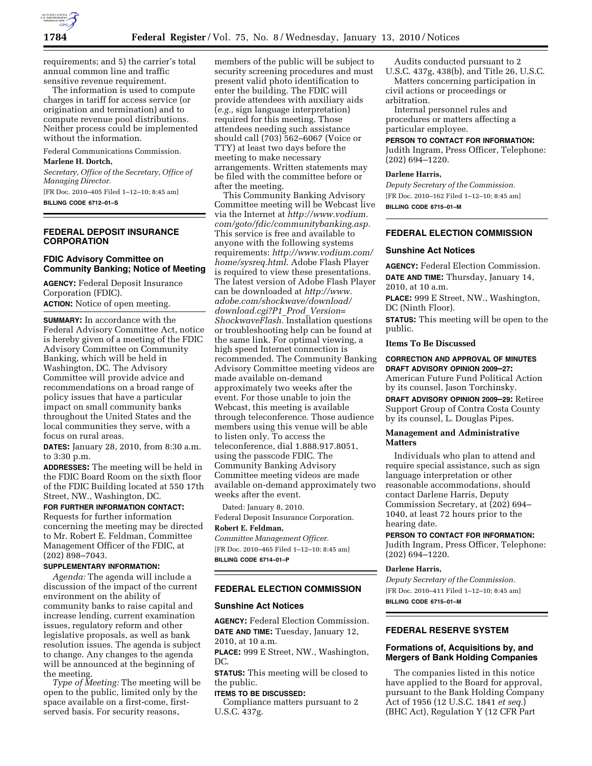requirements; and 5) the carrier's total annual common line and traffic sensitive revenue requirement.

The information is used to compute charges in tariff for access service (or origination and termination) and to compute revenue pool distributions. Neither process could be implemented without the information.

Federal Communications Commission.

**Marlene H. Dortch,**

*Secretary, Office of the Secretary, Office of Managing Director.*

[FR Doc. 2010–405 Filed 1–12–10; 8:45 am]

**BILLING CODE 6712–01–S**

## FEDERAL DEPOSIT INSURANCE CORPORATION

### FDIC Advisory Committee on Community Banking; Notice of Meeting

**AGENCY:** Federal Deposit Insurance Corporation (FDIC).

**ACTION:** Notice of open meeting.

**SUMMARY:** In accordance with the Federal Advisory Committee Act, notice is hereby given of a meeting of the FDIC Advisory Committee on Community Banking, which will be held in Washington, DC. The Advisory Committee will provide advice and recommendations on a broad range of policy issues that have a particular impact on small community banks throughout the United States and the local communities they serve, with a focus on rural areas.

**DATES:** January 28, 2010, from 8:30 a.m. to 3:30 p.m.

**ADDRESSES:** The meeting will be held in the FDIC Board Room on the sixth floor of the FDIC Building located at 550 17th Street, NW., Washington, DC.

**FOR FURTHER INFORMATION CONTACT:** Requests for further information concerning the meeting may be directed to Mr. Robert E. Feldman, Committee Management Officer of the FDIC, at (202) 898–7043.

**SUPPLEMENTARY INFORMATION:**

*Agenda:* The agenda will include a discussion of the impact of the current environment on the ability of community banks to raise capital and increase lending, current examination issues, regulatory reform and other legislative proposals, as well as bank resolution issues. The agenda is subject to change. Any changes to the agenda will be announced at the beginning of the meeting.

*Type of Meeting:* The meeting will be open to the public, limited only by the space available on a first-come, first-served basis. For security reasons, members of the public will be subject to security screening procedures and must present valid photo identification to enter the building. The FDIC will provide attendees with auxiliary aids (*e.g.,* sign language interpretation) required for this meeting. Those attendees needing such assistance should call (703) 562–6067 (Voice or TTY) at least two days before the meeting to make necessary arrangements. Written statements may be filed with the committee before or after the meeting.

This Community Banking Advisory Committee meeting will be Webcast live via the Internet at *http://www.vodium.com/goto/fdic/communitybanking.asp.* This service is free and available to anyone with the following systems requirements: *http://www.vodium.com/home/sysreq.html.* Adobe Flash Player is required to view these presentations. The latest version of Adobe Flash Player can be downloaded at *http://www.adobe.com/shockwave/download/download.cgi?P1_Prod_Version=ShockwaveFlash.* Installation questions or troubleshooting help can be found at the same link. For optimal viewing, a high speed Internet connection is recommended. The Community Banking Advisory Committee meeting videos are made available on-demand approximately two weeks after the event. For those unable to join the Webcast, this meeting is available through teleconference. Those audience members using this venue will be able to listen only. To access the teleconference, dial 1.888.917.8051, using the passcode FDIC. The Community Banking Advisory Committee meeting videos are made available on-demand approximately two weeks after the event.

Dated: January 8, 2010.

Federal Deposit Insurance Corporation.

**Robert E. Feldman,**

*Committee Management Officer.*

[FR Doc. 2010–465 Filed 1–12–10; 8:45 am]

**BILLING CODE 6714–01–P**

## FEDERAL ELECTION COMMISSION

### Sunshine Act Notices

**AGENCY:** Federal Election Commission.

**DATE AND TIME:** Tuesday, January 12, 2010, at 10 a.m.

**PLACE:** 999 E Street, NW., Washington, DC.

**STATUS:** This meeting will be closed to the public.

**ITEMS TO BE DISCUSSED:**

Compliance matters pursuant to 2 U.S.C. 437g.

Audits conducted pursuant to 2 U.S.C. 437g, 438(b), and Title 26, U.S.C.

Matters concerning participation in civil actions or proceedings or arbitration.

Internal personnel rules and procedures or matters affecting a particular employee.

**PERSON TO CONTACT FOR INFORMATION:** Judith Ingram, Press Officer, Telephone: (202) 694–1220.

**Darlene Harris,**

*Deputy Secretary of the Commission.*

[FR Doc. 2010–162 Filed 1–12–10; 8:45 am]

**BILLING CODE 6715–01–M**

## FEDERAL ELECTION COMMISSION

### Sunshine Act Notices

**AGENCY:** Federal Election Commission.

**DATE AND TIME:** Thursday, January 14, 2010, at 10 a.m.

**PLACE:** 999 E Street, NW., Washington, DC (Ninth Floor).

**STATUS:** This meeting will be open to the public.

#### Items To Be Discussed

**CORRECTION AND APPROVAL OF MINUTES**

**DRAFT ADVISORY OPINION 2009–27:** American Future Fund Political Action by its counsel, Jason Torchinsky.

**DRAFT ADVISORY OPINION 2009–29:** Retiree Support Group of Contra Costa County by its counsel, L. Douglas Pipes.

#### Management and Administrative Matters

Individuals who plan to attend and require special assistance, such as sign language interpretation or other reasonable accommodations, should contact Darlene Harris, Deputy Commission Secretary, at (202) 694–1040, at least 72 hours prior to the hearing date.

**PERSON TO CONTACT FOR INFORMATION:** Judith Ingram, Press Officer, Telephone: (202) 694–1220.

**Darlene Harris,**

*Deputy Secretary of the Commission.*

[FR Doc. 2010–411 Filed 1–12–10; 8:45 am]

**BILLING CODE 6715–01–M**

## FEDERAL RESERVE SYSTEM

### Formations of, Acquisitions by, and Mergers of Bank Holding Companies

The companies listed in this notice have applied to the Board for approval, pursuant to the Bank Holding Company Act of 1956 (12 U.S.C. 1841 *et seq.*) (BHC Act), Regulation Y (12 CFR Part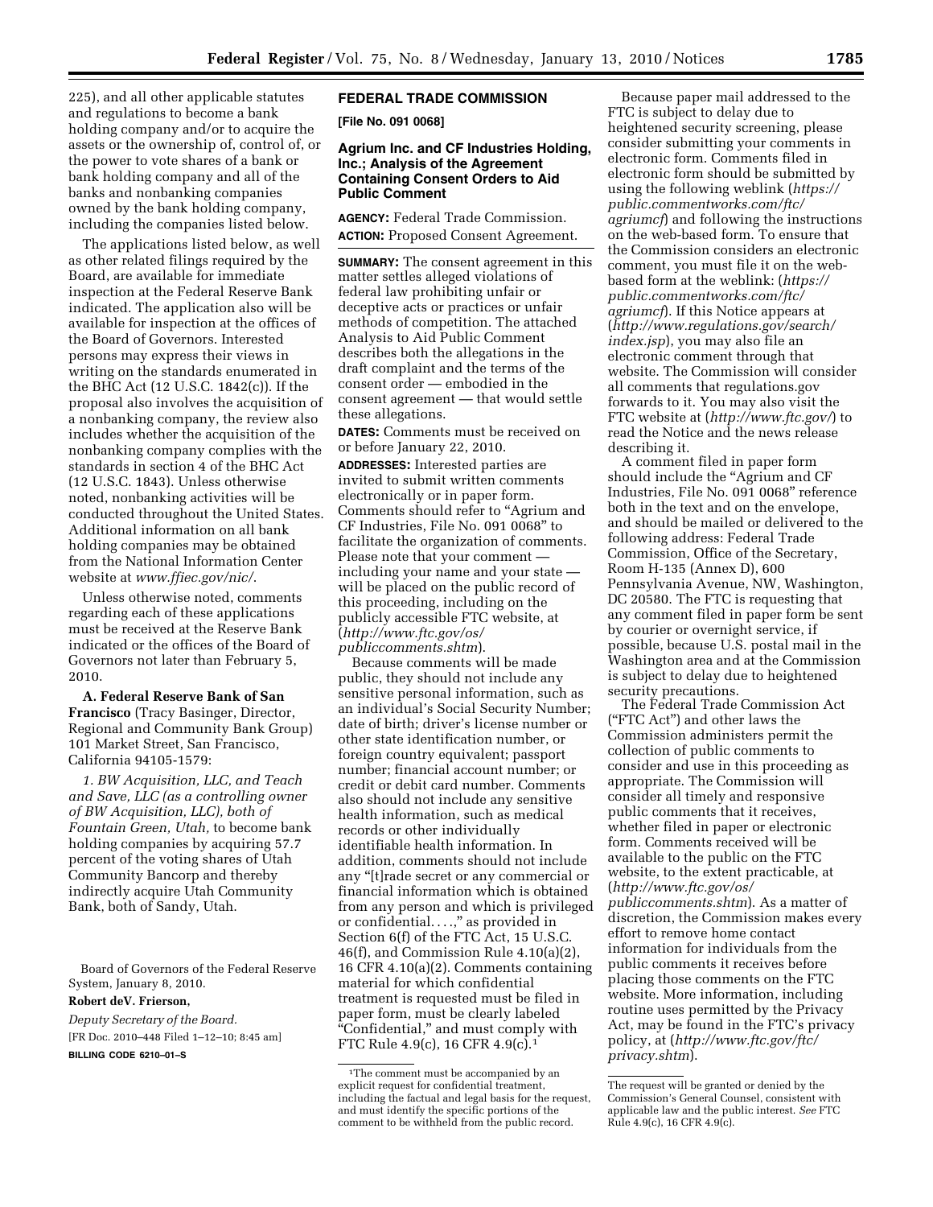225), and all other applicable statutes and regulations to become a bank holding company and/or to acquire the assets or the ownership of, control of, or the power to vote shares of a bank or bank holding company and all of the banks and nonbanking companies owned by the bank holding company, including the companies listed below.

The applications listed below, as well as other related filings required by the Board, are available for immediate inspection at the Federal Reserve Bank indicated. The application also will be available for inspection at the offices of the Board of Governors. Interested persons may express their views in writing on the standards enumerated in the BHC Act (12 U.S.C. 1842(c)). If the proposal also involves the acquisition of a nonbanking company, the review also includes whether the acquisition of the nonbanking company complies with the standards in section 4 of the BHC Act (12 U.S.C. 1843). Unless otherwise noted, nonbanking activities will be conducted throughout the United States. Additional information on all bank holding companies may be obtained from the National Information Center website at *www.ffiec.gov/nic/*.

Unless otherwise noted, comments regarding each of these applications must be received at the Reserve Bank indicated or the offices of the Board of Governors not later than February 5, 2010.

**A. Federal Reserve Bank of San Francisco** (Tracy Basinger, Director, Regional and Community Bank Group) 101 Market Street, San Francisco, California 94105-1579:

*1. BW Acquisition, LLC, and Teach and Save, LLC (as a controlling owner of BW Acquisition, LLC), both of Fountain Green, Utah,* to become bank holding companies by acquiring 57.7 percent of the voting shares of Utah Community Bancorp and thereby indirectly acquire Utah Community Bank, both of Sandy, Utah.

Board of Governors of the Federal Reserve System, January 8, 2010.

**Robert deV. Frierson,**

*Deputy Secretary of the Board.*

[FR Doc. 2010–448 Filed 1–12–10; 8:45 am]

**BILLING CODE 6210–01–S**

## FEDERAL TRADE COMMISSION

**[File No. 091 0068]**

### Agrium Inc. and CF Industries Holding, Inc.; Analysis of the Agreement Containing Consent Orders to Aid Public Comment

**AGENCY:** Federal Trade Commission.

**ACTION:** Proposed Consent Agreement.

**SUMMARY:** The consent agreement in this matter settles alleged violations of federal law prohibiting unfair or deceptive acts or practices or unfair methods of competition. The attached Analysis to Aid Public Comment describes both the allegations in the draft complaint and the terms of the consent order — embodied in the consent agreement — that would settle these allegations.

**DATES:** Comments must be received on or before January 22, 2010.

**ADDRESSES:** Interested parties are invited to submit written comments electronically or in paper form. Comments should refer to "Agrium and CF Industries, File No. 091 0068" to facilitate the organization of comments. Please note that your comment — including your name and your state — will be placed on the public record of this proceeding, including on the publicly accessible FTC website, at (*http://www.ftc.gov/os/publiccomments.shtm*).

Because comments will be made public, they should not include any sensitive personal information, such as an individual's Social Security Number; date of birth; driver's license number or other state identification number, or foreign country equivalent; passport number; financial account number; or credit or debit card number. Comments also should not include any sensitive health information, such as medical records or other individually identifiable health information. In addition, comments should not include any "[t]rade secret or any commercial or financial information which is obtained from any person and which is privileged or confidential. . . .," as provided in Section 6(f) of the FTC Act, 15 U.S.C. 46(f), and Commission Rule 4.10(a)(2), 16 CFR 4.10(a)(2). Comments containing material for which confidential treatment is requested must be filed in paper form, must be clearly labeled "Confidential," and must comply with FTC Rule 4.9(c), 16 CFR 4.9(c).[1]

Because paper mail addressed to the FTC is subject to delay due to heightened security screening, please consider submitting your comments in electronic form. Comments filed in electronic form should be submitted by using the following weblink (*https://public.commentworks.com/ftc/agriumcf*) and following the instructions on the web-based form. To ensure that the Commission considers an electronic comment, you must file it on the web-based form at the weblink: (*https://public.commentworks.com/ftc/agriumcf*). If this Notice appears at (*http://www.regulations.gov/search/index.jsp*), you may also file an electronic comment through that website. The Commission will consider all comments that regulations.gov forwards to it. You may also visit the FTC website at (*http://www.ftc.gov/*) to read the Notice and the news release describing it.

A comment filed in paper form should include the "Agrium and CF Industries, File No. 091 0068" reference both in the text and on the envelope, and should be mailed or delivered to the following address: Federal Trade Commission, Office of the Secretary, Room H-135 (Annex D), 600 Pennsylvania Avenue, NW, Washington, DC 20580. The FTC is requesting that any comment filed in paper form be sent by courier or overnight service, if possible, because U.S. postal mail in the Washington area and at the Commission is subject to delay due to heightened security precautions.

The Federal Trade Commission Act ("FTC Act") and other laws the Commission administers permit the collection of public comments to consider and use in this proceeding as appropriate. The Commission will consider all timely and responsive public comments that it receives, whether filed in paper or electronic form. Comments received will be available to the public on the FTC website, to the extent practicable, at (*http://www.ftc.gov/os/publiccomments.shtm*). As a matter of discretion, the Commission makes every effort to remove home contact information for individuals from the public comments it receives before placing those comments on the FTC website. More information, including routine uses permitted by the Privacy Act, may be found in the FTC's privacy policy, at (*http://www.ftc.gov/ftc/privacy.shtm*).

[1] The comment must be accompanied by an explicit request for confidential treatment, including the factual and legal basis for the request, and must identify the specific portions of the comment to be withheld from the public record. The request will be granted or denied by the Commission's General Counsel, consistent with applicable law and the public interest. *See* FTC Rule 4.9(c), 16 CFR 4.9(c).